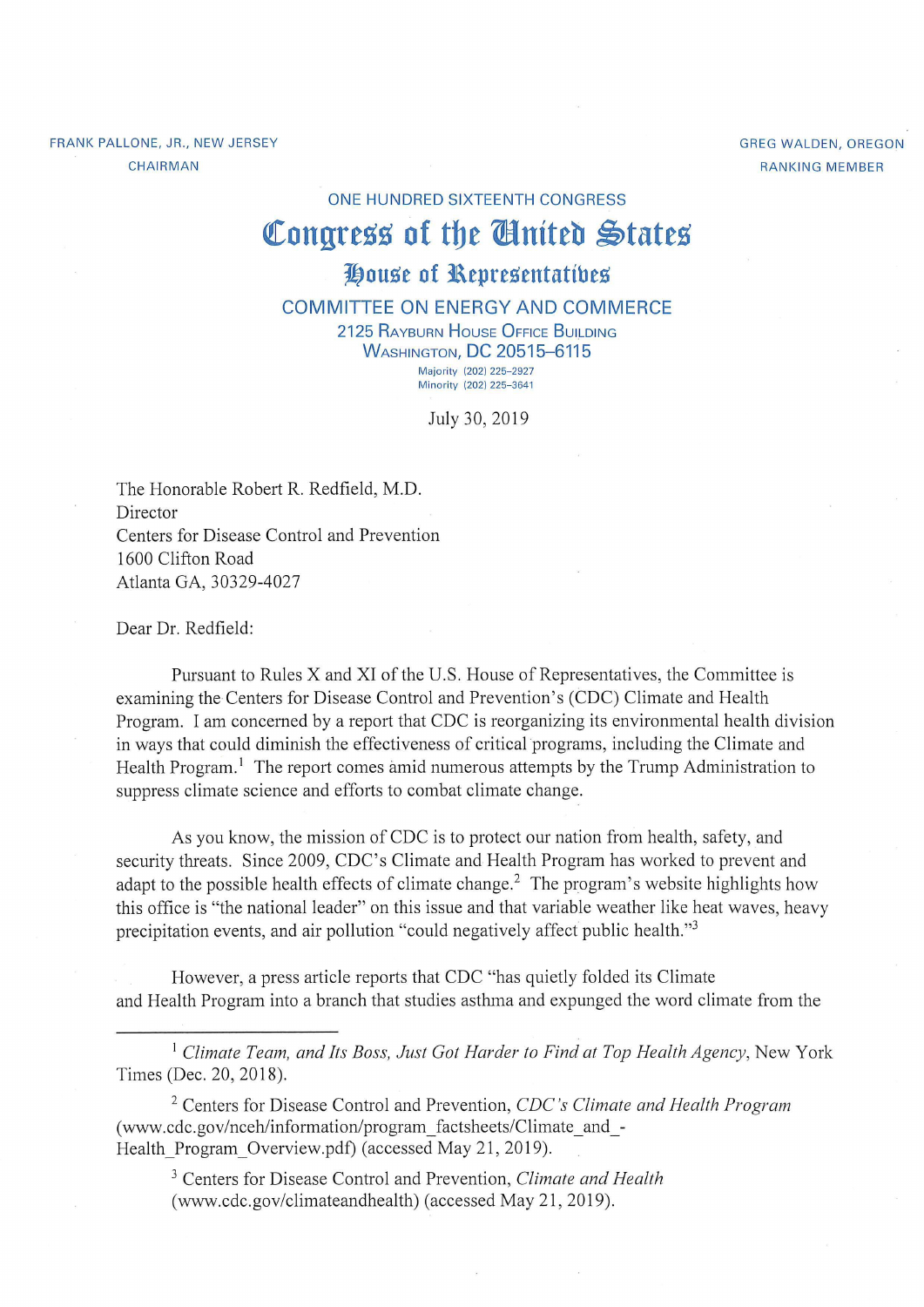FRANK PALLONE, JR., NEW JERSEY
CHAIRMAN

GREG WALDEN, OREGON
RANKING MEMBER

ONE HUNDRED SIXTEENTH CONGRESS

# Congress of the United States

## House of Representatives

### COMMITTEE ON ENERGY AND COMMERCE

2125 RAYBURN HOUSE OFFICE BUILDING
WASHINGTON, DC 20515–6115

Majority (202) 225–2927
Minority (202) 225–3641

July 30, 2019

The Honorable Robert R. Redfield, M.D.
Director
Centers for Disease Control and Prevention
1600 Clifton Road
Atlanta GA, 30329-4027

Dear Dr. Redfield:

Pursuant to Rules X and XI of the U.S. House of Representatives, the Committee is examining the Centers for Disease Control and Prevention's (CDC) Climate and Health Program. I am concerned by a report that CDC is reorganizing its environmental health division in ways that could diminish the effectiveness of critical programs, including the Climate and Health Program.[1] The report comes amid numerous attempts by the Trump Administration to suppress climate science and efforts to combat climate change.

As you know, the mission of CDC is to protect our nation from health, safety, and security threats. Since 2009, CDC's Climate and Health Program has worked to prevent and adapt to the possible health effects of climate change.[2] The program's website highlights how this office is "the national leader" on this issue and that variable weather like heat waves, heavy precipitation events, and air pollution "could negatively affect public health."[3]

However, a press article reports that CDC "has quietly folded its Climate and Health Program into a branch that studies asthma and expunged the word climate from the

---

[1] *Climate Team, and Its Boss, Just Got Harder to Find at Top Health Agency*, New York Times (Dec. 20, 2018).

[2] Centers for Disease Control and Prevention, *CDC's Climate and Health Program* (www.cdc.gov/nceh/information/program_factsheets/Climate_and_-Health_Program_Overview.pdf) (accessed May 21, 2019).

[3] Centers for Disease Control and Prevention, *Climate and Health* (www.cdc.gov/climateandhealth) (accessed May 21, 2019).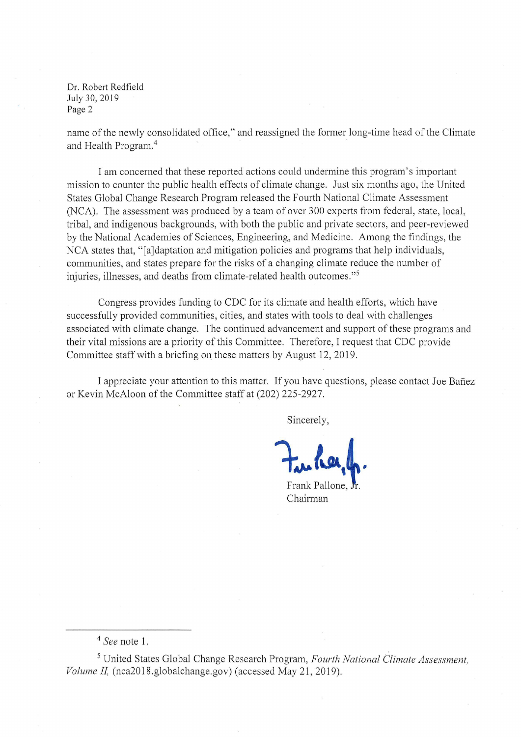name of the newly consolidated office," and reassigned the former long-time head of the Climate and Health Program.[4]

I am concerned that these reported actions could undermine this program's important mission to counter the public health effects of climate change. Just six months ago, the United States Global Change Research Program released the Fourth National Climate Assessment (NCA). The assessment was produced by a team of over 300 experts from federal, state, local, tribal, and indigenous backgrounds, with both the public and private sectors, and peer-reviewed by the National Academies of Sciences, Engineering, and Medicine. Among the findings, the NCA states that, "[a]daptation and mitigation policies and programs that help individuals, communities, and states prepare for the risks of a changing climate reduce the number of injuries, illnesses, and deaths from climate-related health outcomes."[5]

Congress provides funding to CDC for its climate and health efforts, which have successfully provided communities, cities, and states with tools to deal with challenges associated with climate change. The continued advancement and support of these programs and their vital missions are a priority of this Committee. Therefore, I request that CDC provide Committee staff with a briefing on these matters by August 12, 2019.

I appreciate your attention to this matter. If you have questions, please contact Joe Bañez or Kevin McAloon of the Committee staff at (202) 225-2927.

Sincerely,

Frank Pallone, Jr.
Chairman

---

[4] *See* note 1.

[5] United States Global Change Research Program, *Fourth National Climate Assessment, Volume II*, (nca2018.globalchange.gov) (accessed May 21, 2019).